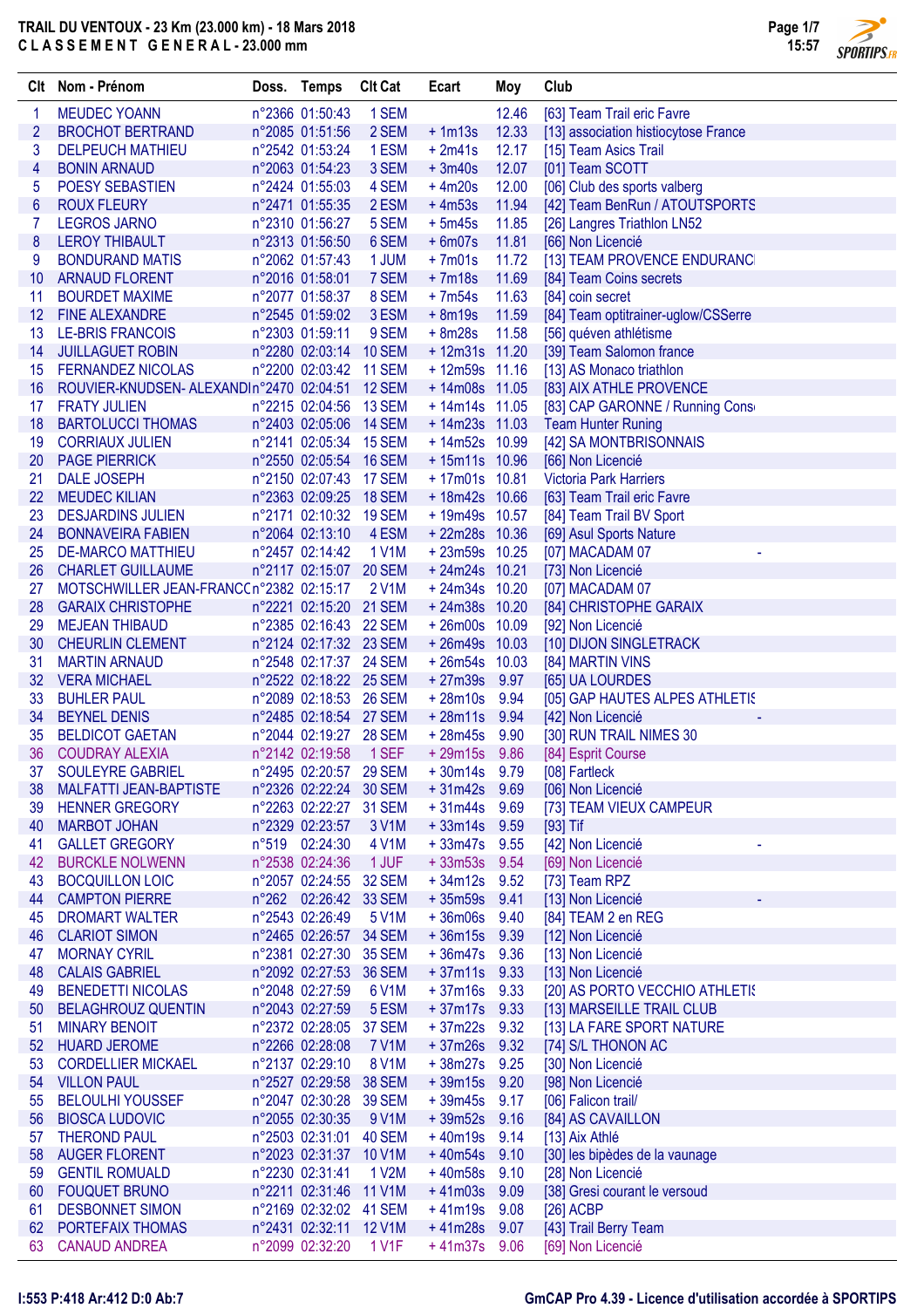# TRAIL DU VENTOUX - 23 Km (23.000 km) - 18 Mars 2018

## C L A S S E M E N T   G E N E R A L - 23.000 mm

| Clt | Nom - Prénom | Doss. | Temps | Clt Cat | Ecart | Moy | Club |
|---|---|---|---|---|---|---|---|
| 1 | MEUDEC YOANN | n°2366 | 01:50:43 | 1 SEM | | 12.46 | [63] Team Trail eric Favre |
| 2 | BROCHOT BERTRAND | n°2085 | 01:51:56 | 2 SEM | + 1m13s | 12.33 | [13] association histiocytose France |
| 3 | DELPEUCH MATHIEU | n°2542 | 01:53:24 | 1 ESM | + 2m41s | 12.17 | [15] Team Asics Trail |
| 4 | BONIN ARNAUD | n°2063 | 01:54:23 | 3 SEM | + 3m40s | 12.07 | [01] Team SCOTT |
| 5 | POESY SEBASTIEN | n°2424 | 01:55:03 | 4 SEM | + 4m20s | 12.00 | [06] Club des sports valberg |
| 6 | ROUX FLEURY | n°2471 | 01:55:35 | 2 ESM | + 4m53s | 11.94 | [42] Team BenRun / ATOUTSPORTS |
| 7 | LEGROS JARNO | n°2310 | 01:56:27 | 5 SEM | + 5m45s | 11.85 | [26] Langres Triathlon LN52 |
| 8 | LEROY THIBAULT | n°2313 | 01:56:50 | 6 SEM | + 6m07s | 11.81 | [66] Non Licencié |
| 9 | BONDURAND MATIS | n°2062 | 01:57:43 | 1 JUM | + 7m01s | 11.72 | [13] TEAM PROVENCE ENDURANC |
| 10 | ARNAUD FLORENT | n°2016 | 01:58:01 | 7 SEM | + 7m18s | 11.69 | [84] Team Coins secrets |
| 11 | BOURDET MAXIME | n°2077 | 01:58:37 | 8 SEM | + 7m54s | 11.63 | [84] coin secret |
| 12 | FINE ALEXANDRE | n°2545 | 01:59:02 | 3 ESM | + 8m19s | 11.59 | [84] Team optitrainer-uglow/CSSerre |
| 13 | LE-BRIS FRANCOIS | n°2303 | 01:59:11 | 9 SEM | + 8m28s | 11.58 | [56] quéven athlétisme |
| 14 | JUILLAGUET ROBIN | n°2280 | 02:03:14 | 10 SEM | + 12m31s | 11.20 | [39] Team Salomon france |
| 15 | FERNANDEZ NICOLAS | n°2200 | 02:03:42 | 11 SEM | + 12m59s | 11.16 | [13] AS Monaco triathlon |
| 16 | ROUVIER-KNUDSEN- ALEXANDI | n°2470 | 02:04:51 | 12 SEM | + 14m08s | 11.05 | [83] AIX ATHLE PROVENCE |
| 17 | FRATY JULIEN | n°2215 | 02:04:56 | 13 SEM | + 14m14s | 11.05 | [83] CAP GARONNE / Running Cons |
| 18 | BARTOLUCCI THOMAS | n°2403 | 02:05:06 | 14 SEM | + 14m23s | 11.03 | Team Hunter Runing |
| 19 | CORRIAUX JULIEN | n°2141 | 02:05:34 | 15 SEM | + 14m52s | 10.99 | [42] SA MONTBRISONNAIS |
| 20 | PAGE PIERRICK | n°2550 | 02:05:54 | 16 SEM | + 15m11s | 10.96 | [66] Non Licencié |
| 21 | DALE JOSEPH | n°2150 | 02:07:43 | 17 SEM | + 17m01s | 10.81 | Victoria Park Harriers |
| 22 | MEUDEC KILIAN | n°2363 | 02:09:25 | 18 SEM | + 18m42s | 10.66 | [63] Team Trail eric Favre |
| 23 | DESJARDINS JULIEN | n°2171 | 02:10:32 | 19 SEM | + 19m49s | 10.57 | [84] Team Trail BV Sport |
| 24 | BONNAVEIRA FABIEN | n°2064 | 02:13:10 | 4 ESM | + 22m28s | 10.36 | [69] Asul Sports Nature |
| 25 | DE-MARCO MATTHIEU | n°2457 | 02:14:42 | 1 V1M | + 23m59s | 10.25 | [07] MACADAM 07 |
| 26 | CHARLET GUILLAUME | n°2117 | 02:15:07 | 20 SEM | + 24m24s | 10.21 | [73] Non Licencié |
| 27 | MOTSCHWILLER JEAN-FRANCC | n°2382 | 02:15:17 | 2 V1M | + 24m34s | 10.20 | [07] MACADAM 07 |
| 28 | GARAIX CHRISTOPHE | n°2221 | 02:15:20 | 21 SEM | + 24m38s | 10.20 | [84] CHRISTOPHE GARAIX |
| 29 | MEJEAN THIBAUD | n°2385 | 02:16:43 | 22 SEM | + 26m00s | 10.09 | [92] Non Licencié |
| 30 | CHEURLIN CLEMENT | n°2124 | 02:17:32 | 23 SEM | + 26m49s | 10.03 | [10] DIJON SINGLETRACK |
| 31 | MARTIN ARNAUD | n°2548 | 02:17:37 | 24 SEM | + 26m54s | 10.03 | [84] MARTIN VINS |
| 32 | VERA MICHAEL | n°2522 | 02:18:22 | 25 SEM | + 27m39s | 9.97 | [65] UA LOURDES |
| 33 | BUHLER PAUL | n°2089 | 02:18:53 | 26 SEM | + 28m10s | 9.94 | [05] GAP HAUTES ALPES ATHLETIS |
| 34 | BEYNEL DENIS | n°2485 | 02:18:54 | 27 SEM | + 28m11s | 9.94 | [42] Non Licencié |
| 35 | BELDICOT GAETAN | n°2044 | 02:19:27 | 28 SEM | + 28m45s | 9.90 | [30] RUN TRAIL NIMES 30 |
| 36 | COUDRAY ALEXIA | n°2142 | 02:19:58 | 1 SEF | + 29m15s | 9.86 | [84] Esprit Course |
| 37 | SOULEYRE GABRIEL | n°2495 | 02:20:57 | 29 SEM | + 30m14s | 9.79 | [08] Fartleck |
| 38 | MALFATTI JEAN-BAPTISTE | n°2326 | 02:22:24 | 30 SEM | + 31m42s | 9.69 | [06] Non Licencié |
| 39 | HENNER GREGORY | n°2263 | 02:22:27 | 31 SEM | + 31m44s | 9.69 | [73] TEAM VIEUX CAMPEUR |
| 40 | MARBOT JOHAN | n°2329 | 02:23:57 | 3 V1M | + 33m14s | 9.59 | [93] Tif |
| 41 | GALLET GREGORY | n°519 | 02:24:30 | 4 V1M | + 33m47s | 9.55 | [42] Non Licencié |
| 42 | BURCKLE NOLWENN | n°2538 | 02:24:36 | 1 JUF | + 33m53s | 9.54 | [69] Non Licencié |
| 43 | BOCQUILLON LOIC | n°2057 | 02:24:55 | 32 SEM | + 34m12s | 9.52 | [73] Team RPZ |
| 44 | CAMPTON PIERRE | n°262 | 02:26:42 | 33 SEM | + 35m59s | 9.41 | [13] Non Licencié |
| 45 | DROMART WALTER | n°2543 | 02:26:49 | 5 V1M | + 36m06s | 9.40 | [84] TEAM 2 en REG |
| 46 | CLARIOT SIMON | n°2465 | 02:26:57 | 34 SEM | + 36m15s | 9.39 | [12] Non Licencié |
| 47 | MORNAY CYRIL | n°2381 | 02:27:30 | 35 SEM | + 36m47s | 9.36 | [13] Non Licencié |
| 48 | CALAIS GABRIEL | n°2092 | 02:27:53 | 36 SEM | + 37m11s | 9.33 | [13] Non Licencié |
| 49 | BENEDETTI NICOLAS | n°2048 | 02:27:59 | 6 V1M | + 37m16s | 9.33 | [20] AS PORTO VECCHIO ATHLETIS |
| 50 | BELAGHROUZ QUENTIN | n°2043 | 02:27:59 | 5 ESM | + 37m17s | 9.33 | [13] MARSEILLE TRAIL CLUB |
| 51 | MINARY BENOIT | n°2372 | 02:28:05 | 37 SEM | + 37m22s | 9.32 | [13] LA FARE SPORT NATURE |
| 52 | HUARD JEROME | n°2266 | 02:28:08 | 7 V1M | + 37m26s | 9.32 | [74] S/L THONON AC |
| 53 | CORDELLIER MICKAEL | n°2137 | 02:29:10 | 8 V1M | + 38m27s | 9.25 | [30] Non Licencié |
| 54 | VILLON PAUL | n°2527 | 02:29:58 | 38 SEM | + 39m15s | 9.20 | [98] Non Licencié |
| 55 | BELOULHI YOUSSEF | n°2047 | 02:30:28 | 39 SEM | + 39m45s | 9.17 | [06] Falicon trail/ |
| 56 | BIOSCA LUDOVIC | n°2055 | 02:30:35 | 9 V1M | + 39m52s | 9.16 | [84] AS CAVAILLON |
| 57 | THEROND PAUL | n°2503 | 02:31:01 | 40 SEM | + 40m19s | 9.14 | [13] Aix Athlé |
| 58 | AUGER FLORENT | n°2023 | 02:31:37 | 10 V1M | + 40m54s | 9.10 | [30] les bipèdes de la vaunage |
| 59 | GENTIL ROMUALD | n°2230 | 02:31:41 | 1 V2M | + 40m58s | 9.10 | [28] Non Licencié |
| 60 | FOUQUET BRUNO | n°2211 | 02:31:46 | 11 V1M | + 41m03s | 9.09 | [38] Gresi courant le versoud |
| 61 | DESBONNET SIMON | n°2169 | 02:32:02 | 41 SEM | + 41m19s | 9.08 | [26] ACBP |
| 62 | PORTEFAIX THOMAS | n°2431 | 02:32:11 | 12 V1M | + 41m28s | 9.07 | [43] Trail Berry Team |
| 63 | CANAUD ANDREA | n°2099 | 02:32:20 | 1 V1F | + 41m37s | 9.06 | [69] Non Licencié |

I:553 P:418 Ar:412 D:0 Ab:7

GmCAP Pro 4.39 - Licence d'utilisation accordée à SPORTIPS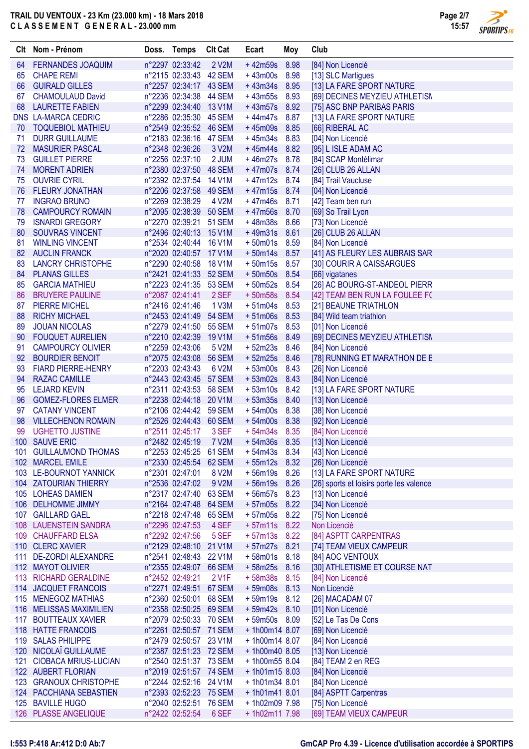# TRAIL DU VENTOUX - 23 Km (23.000 km) - 18 Mars 2018

## C L A S S E M E N T  G E N E R A L - 23.000 mm

| Clt | Nom - Prénom | Doss. | Temps | Clt Cat | Ecart | Moy | Club |
|---|---|---|---|---|---|---|---|
| 64 | FERNANDES JOAQUIM | n°2297 | 02:33:42 | 2 V2M | + 42m59s | 8.98 | [84] Non Licencié |
| 65 | CHAPE REMI | n°2115 | 02:33:43 | 42 SEM | + 43m00s | 8.98 | [13] SLC Martigues |
| 66 | GUIRAUD GILLES | n°2257 | 02:34:17 | 43 SEM | + 43m34s | 8.95 | [13] LA FARE SPORT NATURE |
| 67 | CHAMOULAUD David | n°2236 | 02:34:38 | 44 SEM | + 43m55s | 8.93 | [69] DECINES MEYZIEU ATHLETISM |
| 68 | LAURETTE FABIEN | n°2299 | 02:34:40 | 13 V1M | + 43m57s | 8.92 | [75] ASC BNP PARIBAS PARIS |
| DNS | LA-MARCA CEDRIC | n°2286 | 02:35:30 | 45 SEM | + 44m47s | 8.87 | [13] LA FARE SPORT NATURE |
| 70 | TOQUEBIOL MATHIEU | n°2549 | 02:35:52 | 46 SEM | + 45m09s | 8.85 | [66] RIBERAL AC |
| 71 | DURR GUILLAUME | n°2183 | 02:36:16 | 47 SEM | + 45m34s | 8.83 | [04] Non Licencié |
| 72 | MASURIER PASCAL | n°2348 | 02:36:26 | 3 V2M | + 45m44s | 8.82 | [95] L ISLE ADAM AC |
| 73 | GUILLET PIERRE | n°2256 | 02:37:10 | 2 JUM | + 46m27s | 8.78 | [84] SCAP Montélimar |
| 74 | MORENT ADRIEN | n°2380 | 02:37:50 | 48 SEM | + 47m07s | 8.74 | [26] CLUB 26 ALLAN |
| 75 | OUVRIE CYRIL | n°2392 | 02:37:54 | 14 V1M | + 47m12s | 8.74 | [84] Trail Vaucluse |
| 76 | FLEURY JONATHAN | n°2206 | 02:37:58 | 49 SEM | + 47m15s | 8.74 | [04] Non Licencié |
| 77 | INGRAO BRUNO | n°2269 | 02:38:29 | 4 V2M | + 47m46s | 8.71 | [42] Team ben run |
| 78 | CAMPOURCY ROMAIN | n°2095 | 02:38:39 | 50 SEM | + 47m56s | 8.70 | [69] So Trail Lyon |
| 79 | ISNARDI GREGORY | n°2270 | 02:39:21 | 51 SEM | + 48m38s | 8.66 | [73] Non Licencié |
| 80 | SOUVRAS VINCENT | n°2496 | 02:40:13 | 15 V1M | + 49m31s | 8.61 | [26] CLUB 26 ALLAN |
| 81 | WINLING VINCENT | n°2534 | 02:40:44 | 16 V1M | + 50m01s | 8.59 | [84] Non Licencié |
| 82 | AUCLIN FRANCK | n°2020 | 02:40:57 | 17 V1M | + 50m14s | 8.57 | [41] AS FLEURY LES AUBRAIS SAR |
| 83 | LANCRY CHRISTOPHE | n°2290 | 02:40:58 | 18 V1M | + 50m15s | 8.57 | [30] COURIR A CAISSARGUES |
| 84 | PLANAS GILLES | n°2421 | 02:41:33 | 52 SEM | + 50m50s | 8.54 | [66] vigatanes |
| 85 | GARCIA MATHIEU | n°2223 | 02:41:35 | 53 SEM | + 50m52s | 8.54 | [26] AC BOURG-ST-ANDEOL PIERR |
| 86 | BRUYERE PAULINE | n°2087 | 02:41:41 | 2 SEF | + 50m58s | 8.54 | [42] TEAM BEN RUN LA FOULEE FC |
| 87 | PIERRE MICHEL | n°2416 | 02:41:46 | 1 V3M | + 51m04s | 8.53 | [21] BEAUNE TRIATHLON |
| 88 | RICHY MICHAEL | n°2453 | 02:41:49 | 54 SEM | + 51m06s | 8.53 | [84] Wild team triathlon |
| 89 | JOUAN NICOLAS | n°2279 | 02:41:50 | 55 SEM | + 51m07s | 8.53 | [01] Non Licencié |
| 90 | FOUQUET AURELIEN | n°2210 | 02:42:39 | 19 V1M | + 51m56s | 8.49 | [69] DECINES MEYZIEU ATHLETISM |
| 91 | CAMPOURCY OLIVIER | n°2259 | 02:43:06 | 5 V2M | + 52m23s | 8.46 | [84] Non Licencié |
| 92 | BOURDIER BENOIT | n°2075 | 02:43:08 | 56 SEM | + 52m25s | 8.46 | [78] RUNNING ET MARATHON DE B |
| 93 | FIARD PIERRE-HENRY | n°2203 | 02:43:43 | 6 V2M | + 53m00s | 8.43 | [26] Non Licencié |
| 94 | RAZAC CAMILLE | n°2443 | 02:43:45 | 57 SEM | + 53m02s | 8.43 | [84] Non Licencié |
| 95 | LEJARD KEVIN | n°2311 | 02:43:53 | 58 SEM | + 53m10s | 8.42 | [13] LA FARE SPORT NATURE |
| 96 | GOMEZ-FLORES ELMER | n°2238 | 02:44:18 | 20 V1M | + 53m35s | 8.40 | [13] Non Licencié |
| 97 | CATANY VINCENT | n°2106 | 02:44:42 | 59 SEM | + 54m00s | 8.38 | [38] Non Licencié |
| 98 | VILLECHENON ROMAIN | n°2526 | 02:44:43 | 60 SEM | + 54m00s | 8.38 | [92] Non Licencié |
| 99 | UGHETTO JUSTINE | n°2511 | 02:45:17 | 3 SEF | + 54m34s | 8.35 | [84] Non Licencié |
| 100 | SAUVE ERIC | n°2482 | 02:45:19 | 7 V2M | + 54m36s | 8.35 | [13] Non Licencié |
| 101 | GUILLAUMOND THOMAS | n°2253 | 02:45:25 | 61 SEM | + 54m43s | 8.34 | [43] Non Licencié |
| 102 | MARCEL EMILE | n°2330 | 02:45:54 | 62 SEM | + 55m12s | 8.32 | [26] Non Licencié |
| 103 | LE-BOURNOT YANNICK | n°2301 | 02:47:01 | 8 V2M | + 56m19s | 8.26 | [13] LA FARE SPORT NATURE |
| 104 | ZATOURIAN THIERRY | n°2536 | 02:47:02 | 9 V2M | + 56m19s | 8.26 | [26] sports et loisirs porte les valence |
| 105 | LOHEAS DAMIEN | n°2317 | 02:47:40 | 63 SEM | + 56m57s | 8.23 | [13] Non Licencié |
| 106 | DELHOMME JIMMY | n°2164 | 02:47:48 | 64 SEM | + 57m05s | 8.22 | [34] Non Licencié |
| 107 | GAILLARD GAEL | n°2218 | 02:47:48 | 65 SEM | + 57m05s | 8.22 | [75] Non Licencié |
| 108 | LAUENSTEIN SANDRA | n°2296 | 02:47:53 | 4 SEF | + 57m11s | 8.22 | Non Licencié |
| 109 | CHAUFFARD ELSA | n°2292 | 02:47:56 | 5 SEF | + 57m13s | 8.22 | [84] ASPTT CARPENTRAS |
| 110 | CLERC XAVIER | n°2129 | 02:48:10 | 21 V1M | + 57m27s | 8.21 | [74] TEAM VIEUX CAMPEUR |
| 111 | DE-ZORDI ALEXANDRE | n°2541 | 02:48:43 | 22 V1M | + 58m01s | 8.18 | [84] AOC VENTOUX |
| 112 | MAYOT OLIVIER | n°2355 | 02:49:07 | 66 SEM | + 58m25s | 8.16 | [30] ATHLETISME ET COURSE NAT |
| 113 | RICHARD GERALDINE | n°2452 | 02:49:21 | 2 V1F | + 58m38s | 8.15 | [84] Non Licencié |
| 114 | JACQUET FRANCOIS | n°2271 | 02:49:51 | 67 SEM | + 59m08s | 8.13 | Non Licencié |
| 115 | MENEGOZ MATHIAS | n°2360 | 02:50:01 | 68 SEM | + 59m19s | 8.12 | [26] MACADAM 07 |
| 116 | MELISSAS MAXIMILIEN | n°2358 | 02:50:25 | 69 SEM | + 59m42s | 8.10 | [01] Non Licencié |
| 117 | BOUTTEAUX XAVIER | n°2079 | 02:50:33 | 70 SEM | + 59m50s | 8.09 | [52] Le Tas De Cons |
| 118 | HATTE FRANCOIS | n°2261 | 02:50:57 | 71 SEM | + 1h00m14 | 8.07 | [69] Non Licencié |
| 119 | SALAS PHILIPPE | n°2479 | 02:50:57 | 23 V1M | + 1h00m14 | 8.07 | [84] Non Licencié |
| 120 | NICOLAÏ GUILLAUME | n°2387 | 02:51:23 | 72 SEM | + 1h00m40 | 8.05 | [13] Non Licencié |
| 121 | CIOBACA MRIUS-LUCIAN | n°2540 | 02:51:37 | 73 SEM | + 1h00m55 | 8.04 | [84] TEAM 2 en REG |
| 122 | AUBERT FLORIAN | n°2019 | 02:51:57 | 74 SEM | + 1h01m15 | 8.03 | [84] Non Licencié |
| 123 | GRANOUX CHRISTOPHE | n°2244 | 02:52:16 | 24 V1M | + 1h01m34 | 8.01 | [84] Non Licencié |
| 124 | PACCHIANA SEBASTIEN | n°2393 | 02:52:23 | 75 SEM | + 1h01m41 | 8.01 | [84] ASPTT Carpentras |
| 125 | BAVILLE HUGO | n°2040 | 02:52:51 | 76 SEM | + 1h02m09 | 7.98 | [75] Non Licencié |
| 126 | PLASSE ANGELIQUE | n°2422 | 02:52:54 | 6 SEF | + 1h02m11 | 7.98 | [69] TEAM VIEUX CAMPEUR |

I:553 P:418 Ar:412 D:0 Ab:7

GmCAP Pro 4.39 - Licence d'utilisation accordée à SPORTIPS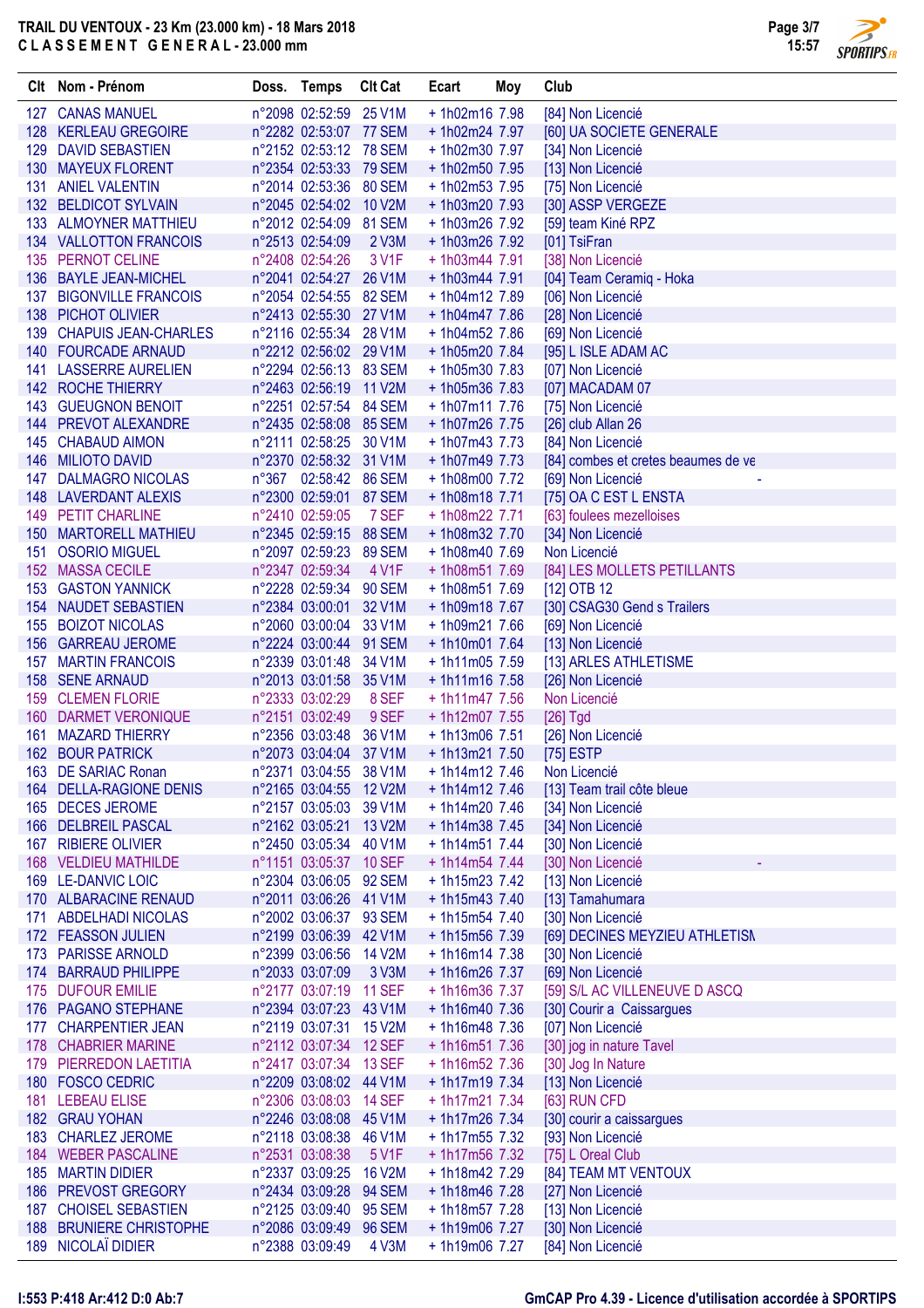**TRAIL DU VENTOUX - 23 Km (23.000 km) - 18 Mars 2018**
**CLASSEMENT GENERAL - 23.000 mm**

| Clt | Nom - Prénom | Doss. | Temps | Clt Cat | Ecart | Moy | Club |
|---|---|---|---|---|---|---|---|
| 127 | CANAS MANUEL | n°2098 | 02:52:59 | 25 V1M | + 1h02m16 | 7.98 | [84] Non Licencié |
| 128 | KERLEAU GREGOIRE | n°2282 | 02:53:07 | 77 SEM | + 1h02m24 | 7.97 | [60] UA SOCIETE GENERALE |
| 129 | DAVID SEBASTIEN | n°2152 | 02:53:12 | 78 SEM | + 1h02m30 | 7.97 | [34] Non Licencié |
| 130 | MAYEUX FLORENT | n°2354 | 02:53:33 | 79 SEM | + 1h02m50 | 7.95 | [13] Non Licencié |
| 131 | ANIEL VALENTIN | n°2014 | 02:53:36 | 80 SEM | + 1h02m53 | 7.95 | [75] Non Licencié |
| 132 | BELDICOT SYLVAIN | n°2045 | 02:54:02 | 10 V2M | + 1h03m20 | 7.93 | [30] ASSP VERGEZE |
| 133 | ALMOYNER MATTHIEU | n°2012 | 02:54:09 | 81 SEM | + 1h03m26 | 7.92 | [59] team Kiné RPZ |
| 134 | VALLOTTON FRANCOIS | n°2513 | 02:54:09 | 2 V3M | + 1h03m26 | 7.92 | [01] TsiFran |
| 135 | PERNOT CELINE | n°2408 | 02:54:26 | 3 V1F | + 1h03m44 | 7.91 | [38] Non Licencié |
| 136 | BAYLE JEAN-MICHEL | n°2041 | 02:54:27 | 26 V1M | + 1h03m44 | 7.91 | [04] Team Ceramiq - Hoka |
| 137 | BIGONVILLE FRANCOIS | n°2054 | 02:54:55 | 82 SEM | + 1h04m12 | 7.89 | [06] Non Licencié |
| 138 | PICHOT OLIVIER | n°2413 | 02:55:30 | 27 V1M | + 1h04m47 | 7.86 | [28] Non Licencié |
| 139 | CHAPUIS JEAN-CHARLES | n°2116 | 02:55:34 | 28 V1M | + 1h04m52 | 7.86 | [69] Non Licencié |
| 140 | FOURCADE ARNAUD | n°2212 | 02:56:02 | 29 V1M | + 1h05m20 | 7.84 | [95] L ISLE ADAM AC |
| 141 | LASSERRE AURELIEN | n°2294 | 02:56:13 | 83 SEM | + 1h05m30 | 7.83 | [07] Non Licencié |
| 142 | ROCHE THIERRY | n°2463 | 02:56:19 | 11 V2M | + 1h05m36 | 7.83 | [07] MACADAM 07 |
| 143 | GUEUGNON BENOIT | n°2251 | 02:57:54 | 84 SEM | + 1h07m11 | 7.76 | [75] Non Licencié |
| 144 | PREVOT ALEXANDRE | n°2435 | 02:58:08 | 85 SEM | + 1h07m26 | 7.75 | [26] club Allan 26 |
| 145 | CHABAUD AIMON | n°2111 | 02:58:25 | 30 V1M | + 1h07m43 | 7.73 | [84] Non Licencié |
| 146 | MILIOTO DAVID | n°2370 | 02:58:32 | 31 V1M | + 1h07m49 | 7.73 | [84] combes et cretes beaumes de ve |
| 147 | DALMAGRO NICOLAS | n°367 | 02:58:42 | 86 SEM | + 1h08m00 | 7.72 | [69] Non Licencié - |
| 148 | LAVERDANT ALEXIS | n°2300 | 02:59:01 | 87 SEM | + 1h08m18 | 7.71 | [75] OA C EST L ENSTA |
| 149 | PETIT CHARLINE | n°2410 | 02:59:05 | 7 SEF | + 1h08m22 | 7.71 | [63] foulees mezelloises |
| 150 | MARTORELL MATHIEU | n°2345 | 02:59:15 | 88 SEM | + 1h08m32 | 7.70 | [34] Non Licencié |
| 151 | OSORIO MIGUEL | n°2097 | 02:59:23 | 89 SEM | + 1h08m40 | 7.69 | Non Licencié |
| 152 | MASSA CECILE | n°2347 | 02:59:34 | 4 V1F | + 1h08m51 | 7.69 | [84] LES MOLLETS PETILLANTS |
| 153 | GASTON YANNICK | n°2228 | 02:59:34 | 90 SEM | + 1h08m51 | 7.69 | [12] OTB 12 |
| 154 | NAUDET SEBASTIEN | n°2384 | 03:00:01 | 32 V1M | + 1h09m18 | 7.67 | [30] CSAG30 Gend s Trailers |
| 155 | BOIZOT NICOLAS | n°2060 | 03:00:04 | 33 V1M | + 1h09m21 | 7.66 | [69] Non Licencié |
| 156 | GARREAU JEROME | n°2224 | 03:00:44 | 91 SEM | + 1h10m01 | 7.64 | [13] Non Licencié |
| 157 | MARTIN FRANCOIS | n°2339 | 03:01:48 | 34 V1M | + 1h11m05 | 7.59 | [13] ARLES ATHLETISME |
| 158 | SENE ARNAUD | n°2013 | 03:01:58 | 35 V1M | + 1h11m16 | 7.58 | [26] Non Licencié |
| 159 | CLEMEN FLORIE | n°2333 | 03:02:29 | 8 SEF | + 1h11m47 | 7.56 | Non Licencié |
| 160 | DARMET VERONIQUE | n°2151 | 03:02:49 | 9 SEF | + 1h12m07 | 7.55 | [26] Tgd |
| 161 | MAZARD THIERRY | n°2356 | 03:03:48 | 36 V1M | + 1h13m06 | 7.51 | [26] Non Licencié |
| 162 | BOUR PATRICK | n°2073 | 03:04:04 | 37 V1M | + 1h13m21 | 7.50 | [75] ESTP |
| 163 | DE SARIAC Ronan | n°2371 | 03:04:55 | 38 V1M | + 1h14m12 | 7.46 | Non Licencié |
| 164 | DELLA-RAGIONE DENIS | n°2165 | 03:04:55 | 12 V2M | + 1h14m12 | 7.46 | [13] Team trail côte bleue |
| 165 | DECES JEROME | n°2157 | 03:05:03 | 39 V1M | + 1h14m20 | 7.46 | [34] Non Licencié |
| 166 | DELBREIL PASCAL | n°2162 | 03:05:21 | 13 V2M | + 1h14m38 | 7.45 | [34] Non Licencié |
| 167 | RIBIERE OLIVIER | n°2450 | 03:05:34 | 40 V1M | + 1h14m51 | 7.44 | [30] Non Licencié |
| 168 | VELDIEU MATHILDE | n°1151 | 03:05:37 | 10 SEF | + 1h14m54 | 7.44 | [30] Non Licencié - |
| 169 | LE-DANVIC LOIC | n°2304 | 03:06:05 | 92 SEM | + 1h15m23 | 7.42 | [13] Non Licencié |
| 170 | ALBARACINE RENAUD | n°2011 | 03:06:26 | 41 V1M | + 1h15m43 | 7.40 | [13] Tamahumara |
| 171 | ABDELHADI NICOLAS | n°2002 | 03:06:37 | 93 SEM | + 1h15m54 | 7.40 | [30] Non Licencié |
| 172 | FEASSON JULIEN | n°2199 | 03:06:39 | 42 V1M | + 1h15m56 | 7.39 | [69] DECINES MEYZIEU ATHLETISM |
| 173 | PARISSE ARNOLD | n°2399 | 03:06:56 | 14 V2M | + 1h16m14 | 7.38 | [30] Non Licencié |
| 174 | BARRAUD PHILIPPE | n°2033 | 03:07:09 | 3 V3M | + 1h16m26 | 7.37 | [69] Non Licencié |
| 175 | DUFOUR EMILIE | n°2177 | 03:07:19 | 11 SEF | + 1h16m36 | 7.37 | [59] S/L AC VILLENEUVE D ASCQ |
| 176 | PAGANO STEPHANE | n°2394 | 03:07:23 | 43 V1M | + 1h16m40 | 7.36 | [30] Courir a Caissargues |
| 177 | CHARPENTIER JEAN | n°2119 | 03:07:31 | 15 V2M | + 1h16m48 | 7.36 | [07] Non Licencié |
| 178 | CHABRIER MARINE | n°2112 | 03:07:34 | 12 SEF | + 1h16m51 | 7.36 | [30] jog in nature Tavel |
| 179 | PIERREDON LAETITIA | n°2417 | 03:07:34 | 13 SEF | + 1h16m52 | 7.36 | [30] Jog In Nature |
| 180 | FOSCO CEDRIC | n°2209 | 03:08:02 | 44 V1M | + 1h17m19 | 7.34 | [13] Non Licencié |
| 181 | LEBEAU ELISE | n°2306 | 03:08:03 | 14 SEF | + 1h17m21 | 7.34 | [63] RUN CFD |
| 182 | GRAU YOHAN | n°2246 | 03:08:08 | 45 V1M | + 1h17m26 | 7.34 | [30] courir a caissargues |
| 183 | CHARLEZ JEROME | n°2118 | 03:08:38 | 46 V1M | + 1h17m55 | 7.32 | [93] Non Licencié |
| 184 | WEBER PASCALINE | n°2531 | 03:08:38 | 5 V1F | + 1h17m56 | 7.32 | [75] L Oreal Club |
| 185 | MARTIN DIDIER | n°2337 | 03:09:25 | 16 V2M | + 1h18m42 | 7.29 | [84] TEAM MT VENTOUX |
| 186 | PREVOST GREGORY | n°2434 | 03:09:28 | 94 SEM | + 1h18m46 | 7.28 | [27] Non Licencié |
| 187 | CHOISEL SEBASTIEN | n°2125 | 03:09:40 | 95 SEM | + 1h18m57 | 7.28 | [13] Non Licencié |
| 188 | BRUNIERE CHRISTOPHE | n°2086 | 03:09:49 | 96 SEM | + 1h19m06 | 7.27 | [30] Non Licencié |
| 189 | NICOLAÏ DIDIER | n°2388 | 03:09:49 | 4 V3M | + 1h19m06 | 7.27 | [84] Non Licencié |

I:553 P:418 Ar:412 D:0 Ab:7

GmCAP Pro 4.39 - Licence d'utilisation accordée à SPORTIPS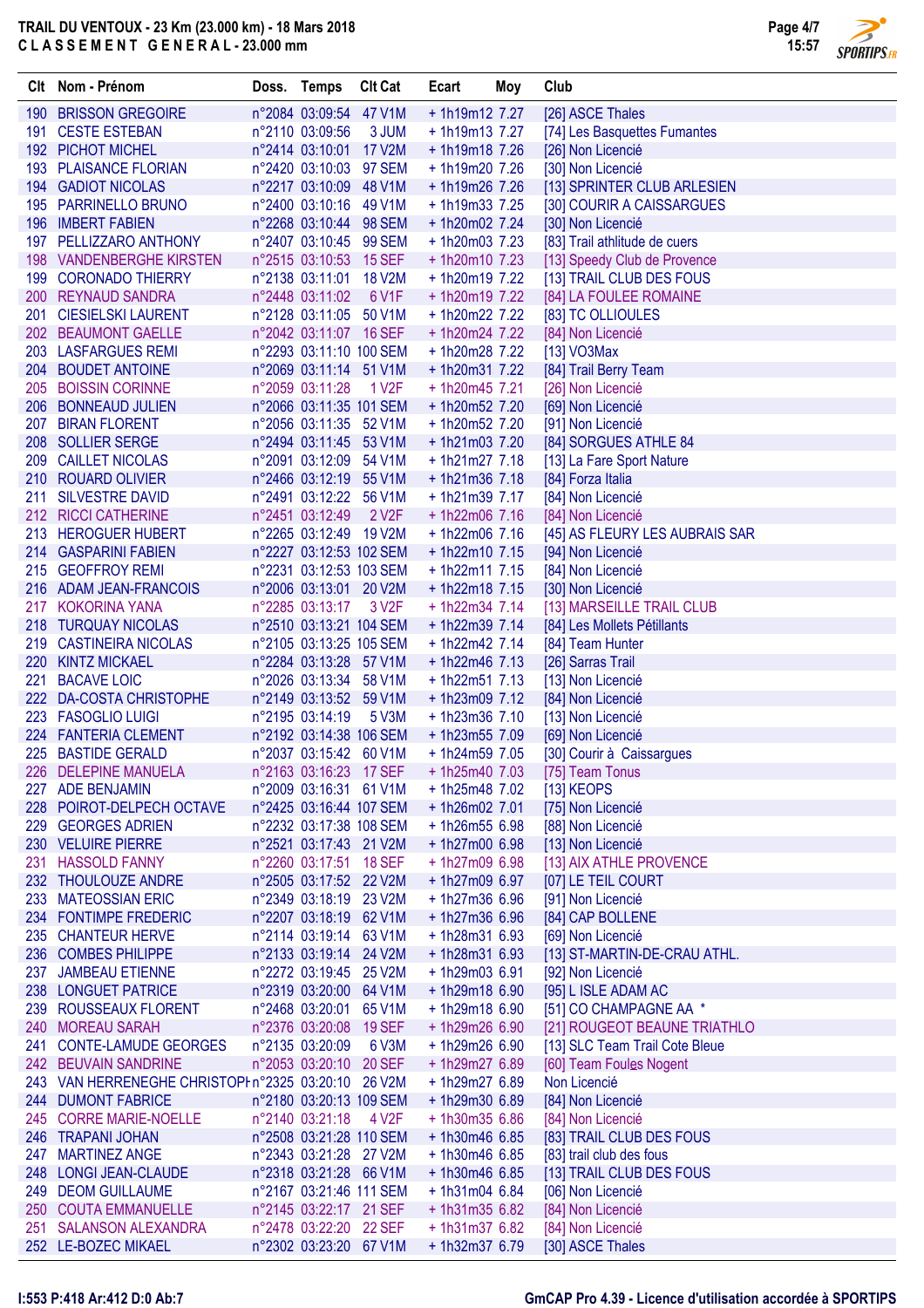**TRAIL DU VENTOUX - 23 Km (23.000 km) - 18 Mars 2018**
**C L A S S E M E N T   G E N E R A L - 23.000 mm**

| Clt | Nom - Prénom | Doss. | Temps | Clt Cat | Ecart | Moy | Club |
|---|---|---|---|---|---|---|---|
| 190 | BRISSON GREGOIRE | n°2084 | 03:09:54 | 47 V1M | + 1h19m12 | 7.27 | [26] ASCE Thales |
| 191 | CESTE ESTEBAN | n°2110 | 03:09:56 | 3 JUM | + 1h19m13 | 7.27 | [74] Les Basquettes Fumantes |
| 192 | PICHOT MICHEL | n°2414 | 03:10:01 | 17 V2M | + 1h19m18 | 7.26 | [26] Non Licencié |
| 193 | PLAISANCE FLORIAN | n°2420 | 03:10:03 | 97 SEM | + 1h19m20 | 7.26 | [30] Non Licencié |
| 194 | GADIOT NICOLAS | n°2217 | 03:10:09 | 48 V1M | + 1h19m26 | 7.26 | [13] SPRINTER CLUB ARLESIEN |
| 195 | PARRINELLO BRUNO | n°2400 | 03:10:16 | 49 V1M | + 1h19m33 | 7.25 | [30] COURIR A CAISSARGUES |
| 196 | IMBERT FABIEN | n°2268 | 03:10:44 | 98 SEM | + 1h20m02 | 7.24 | [30] Non Licencié |
| 197 | PELLIZZARO ANTHONY | n°2407 | 03:10:45 | 99 SEM | + 1h20m03 | 7.23 | [83] Trail athltude de cuers |
| 198 | VANDENBERGHE KIRSTEN | n°2515 | 03:10:53 | 15 SEF | + 1h20m10 | 7.23 | [13] Speedy Club de Provence |
| 199 | CORONADO THIERRY | n°2138 | 03:11:01 | 18 V2M | + 1h20m19 | 7.22 | [13] TRAIL CLUB DES FOUS |
| 200 | REYNAUD SANDRA | n°2448 | 03:11:02 | 6 V1F | + 1h20m19 | 7.22 | [84] LA FOULEE ROMAINE |
| 201 | CIESIELSKI LAURENT | n°2128 | 03:11:05 | 50 V1M | + 1h20m22 | 7.22 | [83] TC OLLIOULES |
| 202 | BEAUMONT GAELLE | n°2042 | 03:11:07 | 16 SEF | + 1h20m24 | 7.22 | [84] Non Licencié |
| 203 | LASFARGUES REMI | n°2293 | 03:11:10 | 100 SEM | + 1h20m28 | 7.22 | [13] VO3Max |
| 204 | BOUDET ANTOINE | n°2069 | 03:11:14 | 51 V1M | + 1h20m31 | 7.22 | [84] Trail Berry Team |
| 205 | BOISSIN CORINNE | n°2059 | 03:11:28 | 1 V2F | + 1h20m45 | 7.21 | [26] Non Licencié |
| 206 | BONNEAUD JULIEN | n°2066 | 03:11:35 | 101 SEM | + 1h20m52 | 7.20 | [69] Non Licencié |
| 207 | BIRAN FLORENT | n°2056 | 03:11:35 | 52 V1M | + 1h20m52 | 7.20 | [91] Non Licencié |
| 208 | SOLLIER SERGE | n°2494 | 03:11:45 | 53 V1M | + 1h21m03 | 7.20 | [84] SORGUES ATHLE 84 |
| 209 | CAILLET NICOLAS | n°2091 | 03:12:09 | 54 V1M | + 1h21m27 | 7.18 | [13] La Fare Sport Nature |
| 210 | ROUARD OLIVIER | n°2466 | 03:12:19 | 55 V1M | + 1h21m36 | 7.18 | [84] Forza Italia |
| 211 | SILVESTRE DAVID | n°2491 | 03:12:22 | 56 V1M | + 1h21m39 | 7.17 | [84] Non Licencié |
| 212 | RICCI CATHERINE | n°2451 | 03:12:49 | 2 V2F | + 1h22m06 | 7.16 | [84] Non Licencié |
| 213 | HEROGUER HUBERT | n°2265 | 03:12:49 | 19 V2M | + 1h22m06 | 7.16 | [45] AS FLEURY LES AUBRAIS SAR |
| 214 | GASPARINI FABIEN | n°2227 | 03:12:53 | 102 SEM | + 1h22m10 | 7.15 | [94] Non Licencié |
| 215 | GEOFFROY REMI | n°2231 | 03:12:53 | 103 SEM | + 1h22m11 | 7.15 | [84] Non Licencié |
| 216 | ADAM JEAN-FRANCOIS | n°2006 | 03:13:01 | 20 V2M | + 1h22m18 | 7.15 | [30] Non Licencié |
| 217 | KOKORINA YANA | n°2285 | 03:13:17 | 3 V2F | + 1h22m34 | 7.14 | [13] MARSEILLE TRAIL CLUB |
| 218 | TURQUAY NICOLAS | n°2510 | 03:13:21 | 104 SEM | + 1h22m39 | 7.14 | [84] Les Mollets Pétillants |
| 219 | CASTINEIRA NICOLAS | n°2105 | 03:13:25 | 105 SEM | + 1h22m42 | 7.14 | [84] Team Hunter |
| 220 | KINTZ MICKAEL | n°2284 | 03:13:28 | 57 V1M | + 1h22m46 | 7.13 | [26] Sarras Trail |
| 221 | BACAVE LOIC | n°2026 | 03:13:34 | 58 V1M | + 1h22m51 | 7.13 | [13] Non Licencié |
| 222 | DA-COSTA CHRISTOPHE | n°2149 | 03:13:52 | 59 V1M | + 1h23m09 | 7.12 | [84] Non Licencié |
| 223 | FASOGLIO LUIGI | n°2195 | 03:14:19 | 5 V3M | + 1h23m36 | 7.10 | [13] Non Licencié |
| 224 | FANTERIA CLEMENT | n°2192 | 03:14:38 | 106 SEM | + 1h23m55 | 7.09 | [69] Non Licencié |
| 225 | BASTIDE GERALD | n°2037 | 03:15:42 | 60 V1M | + 1h24m59 | 7.05 | [30] Courir à Caissargues |
| 226 | DELEPINE MANUELA | n°2163 | 03:16:23 | 17 SEF | + 1h25m40 | 7.03 | [75] Team Tonus |
| 227 | ADE BENJAMIN | n°2009 | 03:16:31 | 61 V1M | + 1h25m48 | 7.02 | [13] KEOPS |
| 228 | POIROT-DELPECH OCTAVE | n°2425 | 03:16:44 | 107 SEM | + 1h26m02 | 7.01 | [75] Non Licencié |
| 229 | GEORGES ADRIEN | n°2232 | 03:17:38 | 108 SEM | + 1h26m55 | 6.98 | [88] Non Licencié |
| 230 | VELUIRE PIERRE | n°2521 | 03:17:43 | 21 V2M | + 1h27m00 | 6.98 | [13] Non Licencié |
| 231 | HASSOLD FANNY | n°2260 | 03:17:51 | 18 SEF | + 1h27m09 | 6.98 | [13] AIX ATHLE PROVENCE |
| 232 | THOULOUZE ANDRE | n°2505 | 03:17:52 | 22 V2M | + 1h27m09 | 6.97 | [07] LE TEIL COURT |
| 233 | MATEOSSIAN ERIC | n°2349 | 03:18:19 | 23 V2M | + 1h27m36 | 6.96 | [91] Non Licencié |
| 234 | FONTIMPE FREDERIC | n°2207 | 03:18:19 | 62 V1M | + 1h27m36 | 6.96 | [84] CAP BOLLENE |
| 235 | CHANTEUR HERVE | n°2114 | 03:19:14 | 63 V1M | + 1h28m31 | 6.93 | [69] Non Licencié |
| 236 | COMBES PHILIPPE | n°2133 | 03:19:14 | 24 V2M | + 1h28m31 | 6.93 | [13] ST-MARTIN-DE-CRAU ATHL. |
| 237 | JAMBEAU ETIENNE | n°2272 | 03:19:45 | 25 V2M | + 1h29m03 | 6.91 | [92] Non Licencié |
| 238 | LONGUET PATRICE | n°2319 | 03:20:00 | 64 V1M | + 1h29m18 | 6.90 | [95] L ISLE ADAM AC |
| 239 | ROUSSEAUX FLORENT | n°2468 | 03:20:01 | 65 V1M | + 1h29m18 | 6.90 | [51] CO CHAMPAGNE AA * |
| 240 | MOREAU SARAH | n°2376 | 03:20:08 | 19 SEF | + 1h29m26 | 6.90 | [21] ROUGEOT BEAUNE TRIATHLO |
| 241 | CONTE-LAMUDE GEORGES | n°2135 | 03:20:09 | 6 V3M | + 1h29m26 | 6.90 | [13] SLC Team Trail Cote Bleue |
| 242 | BEUVAIN SANDRINE | n°2053 | 03:20:10 | 20 SEF | + 1h29m27 | 6.89 | [60] Team Foules Nogent |
| 243 | VAN HERRENEGHE CHRISTOPH | n°2325 | 03:20:10 | 26 V2M | + 1h29m27 | 6.89 | Non Licencié |
| 244 | DUMONT FABRICE | n°2180 | 03:20:13 | 109 SEM | + 1h29m30 | 6.89 | [84] Non Licencié |
| 245 | CORRE MARIE-NOELLE | n°2140 | 03:21:18 | 4 V2F | + 1h30m35 | 6.86 | [84] Non Licencié |
| 246 | TRAPANI JOHAN | n°2508 | 03:21:28 | 110 SEM | + 1h30m46 | 6.85 | [83] TRAIL CLUB DES FOUS |
| 247 | MARTINEZ ANGE | n°2343 | 03:21:28 | 27 V2M | + 1h30m46 | 6.85 | [83] trail club des fous |
| 248 | LONGI JEAN-CLAUDE | n°2318 | 03:21:28 | 66 V1M | + 1h30m46 | 6.85 | [13] TRAIL CLUB DES FOUS |
| 249 | DEOM GUILLAUME | n°2167 | 03:21:46 | 111 SEM | + 1h31m04 | 6.84 | [06] Non Licencié |
| 250 | COUTA EMMANUELLE | n°2145 | 03:22:17 | 21 SEF | + 1h31m35 | 6.82 | [84] Non Licencié |
| 251 | SALANSON ALEXANDRA | n°2478 | 03:22:20 | 22 SEF | + 1h31m37 | 6.82 | [84] Non Licencié |
| 252 | LE-BOZEC MIKAEL | n°2302 | 03:23:20 | 67 V1M | + 1h32m37 | 6.79 | [30] ASCE Thales |

I:553 P:418 Ar:412 D:0 Ab:7

GmCAP Pro 4.39 - Licence d'utilisation accordée à SPORTIPS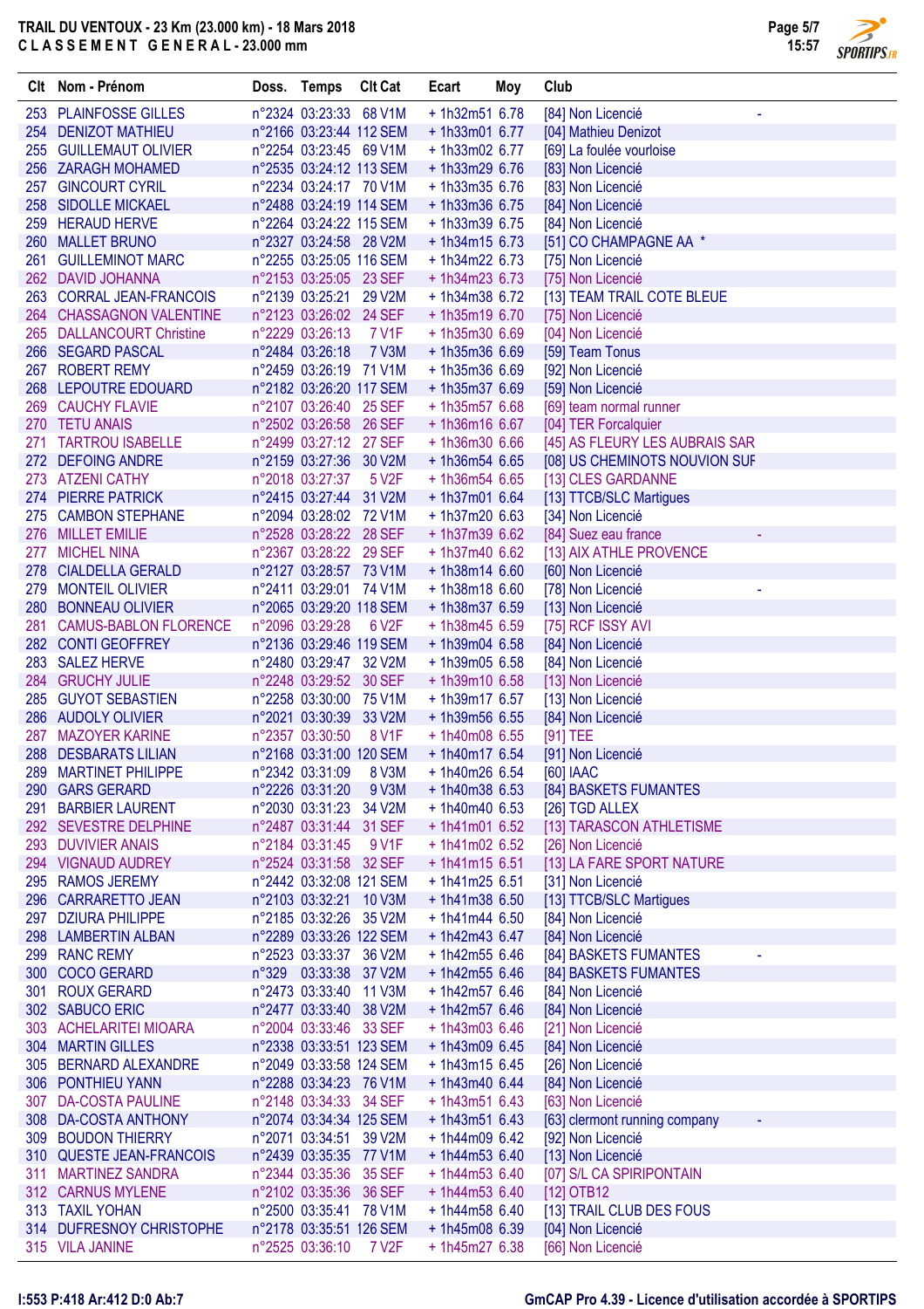TRAIL DU VENTOUX - 23 Km (23.000 km) - 18 Mars 2018
C L A S S E M E N T   G E N E R A L - 23.000 mm

| Clt | Nom - Prénom | Doss. | Temps | Clt Cat | Ecart | Moy | Club | |
|---|---|---|---|---|---|---|---|---|
| 253 | PLAINFOSSE GILLES | n°2324 | 03:23:33 | 68 V1M | + 1h32m51 | 6.78 | [84] Non Licencié | - |
| 254 | DENIZOT MATHIEU | n°2166 | 03:23:44 | 112 SEM | + 1h33m01 | 6.77 | [04] Mathieu Denizot | |
| 255 | GUILLEMAUT OLIVIER | n°2254 | 03:23:45 | 69 V1M | + 1h33m02 | 6.77 | [69] La foulée vourloise | |
| 256 | ZARAGH MOHAMED | n°2535 | 03:24:12 | 113 SEM | + 1h33m29 | 6.76 | [83] Non Licencié | |
| 257 | GINCOURT CYRIL | n°2234 | 03:24:17 | 70 V1M | + 1h33m35 | 6.76 | [83] Non Licencié | |
| 258 | SIDOLLE MICKAEL | n°2488 | 03:24:19 | 114 SEM | + 1h33m36 | 6.75 | [84] Non Licencié | |
| 259 | HERAUD HERVE | n°2264 | 03:24:22 | 115 SEM | + 1h33m39 | 6.75 | [84] Non Licencié | |
| 260 | MALLET BRUNO | n°2327 | 03:24:58 | 28 V2M | + 1h34m15 | 6.73 | [51] CO CHAMPAGNE AA * | |
| 261 | GUILLEMINOT MARC | n°2255 | 03:25:05 | 116 SEM | + 1h34m22 | 6.73 | [75] Non Licencié | |
| 262 | DAVID JOHANNA | n°2153 | 03:25:05 | 23 SEF | + 1h34m23 | 6.73 | [75] Non Licencié | |
| 263 | CORRAL JEAN-FRANCOIS | n°2139 | 03:25:21 | 29 V2M | + 1h34m38 | 6.72 | [13] TEAM TRAIL COTE BLEUE | |
| 264 | CHASSAGNON VALENTINE | n°2123 | 03:26:02 | 24 SEF | + 1h35m19 | 6.70 | [75] Non Licencié | |
| 265 | DALLANCOURT Christine | n°2229 | 03:26:13 | 7 V1F | + 1h35m30 | 6.69 | [04] Non Licencié | |
| 266 | SEGARD PASCAL | n°2484 | 03:26:18 | 7 V3M | + 1h35m36 | 6.69 | [59] Team Tonus | |
| 267 | ROBERT REMY | n°2459 | 03:26:19 | 71 V1M | + 1h35m36 | 6.69 | [92] Non Licencié | |
| 268 | LEPOUTRE EDOUARD | n°2182 | 03:26:20 | 117 SEM | + 1h35m37 | 6.69 | [59] Non Licencié | |
| 269 | CAUCHY FLAVIE | n°2107 | 03:26:40 | 25 SEF | + 1h35m57 | 6.68 | [69] team normal runner | |
| 270 | TETU ANAIS | n°2502 | 03:26:58 | 26 SEF | + 1h36m16 | 6.67 | [04] TER Forcalquier | |
| 271 | TARTROU ISABELLE | n°2499 | 03:27:12 | 27 SEF | + 1h36m30 | 6.66 | [45] AS FLEURY LES AUBRAIS SAR | |
| 272 | DEFOING ANDRE | n°2159 | 03:27:36 | 30 V2M | + 1h36m54 | 6.65 | [08] US CHEMINOTS NOUVION SUF | |
| 273 | ATZENI CATHY | n°2018 | 03:27:37 | 5 V2F | + 1h36m54 | 6.65 | [13] CLES GARDANNE | |
| 274 | PIERRE PATRICK | n°2415 | 03:27:44 | 31 V2M | + 1h37m01 | 6.64 | [13] TTCB/SLC Martigues | |
| 275 | CAMBON STEPHANE | n°2094 | 03:28:02 | 72 V1M | + 1h37m20 | 6.63 | [34] Non Licencié | |
| 276 | MILLET EMILIE | n°2528 | 03:28:22 | 28 SEF | + 1h37m39 | 6.62 | [84] Suez eau france | - |
| 277 | MICHEL NINA | n°2367 | 03:28:22 | 29 SEF | + 1h37m40 | 6.62 | [13] AIX ATHLE PROVENCE | |
| 278 | CIALDELLA GERALD | n°2127 | 03:28:57 | 73 V1M | + 1h38m14 | 6.60 | [60] Non Licencié | |
| 279 | MONTEIL OLIVIER | n°2411 | 03:29:01 | 74 V1M | + 1h38m18 | 6.60 | [78] Non Licencié | - |
| 280 | BONNEAU OLIVIER | n°2065 | 03:29:20 | 118 SEM | + 1h38m37 | 6.59 | [13] Non Licencié | |
| 281 | CAMUS-BABLON FLORENCE | n°2096 | 03:29:28 | 6 V2F | + 1h38m45 | 6.59 | [75] RCF ISSY AVI | |
| 282 | CONTI GEOFFREY | n°2136 | 03:29:46 | 119 SEM | + 1h39m04 | 6.58 | [84] Non Licencié | |
| 283 | SALEZ HERVE | n°2480 | 03:29:47 | 32 V2M | + 1h39m05 | 6.58 | [84] Non Licencié | |
| 284 | GRUCHY JULIE | n°2248 | 03:29:52 | 30 SEF | + 1h39m10 | 6.58 | [13] Non Licencié | |
| 285 | GUYOT SEBASTIEN | n°2258 | 03:30:00 | 75 V1M | + 1h39m17 | 6.57 | [13] Non Licencié | |
| 286 | AUDOLY OLIVIER | n°2021 | 03:30:39 | 33 V2M | + 1h39m56 | 6.55 | [84] Non Licencié | |
| 287 | MAZOYER KARINE | n°2357 | 03:30:50 | 8 V1F | + 1h40m08 | 6.55 | [91] TEE | |
| 288 | DESBARATS LILIAN | n°2168 | 03:31:00 | 120 SEM | + 1h40m17 | 6.54 | [91] Non Licencié | |
| 289 | MARTINET PHILIPPE | n°2342 | 03:31:09 | 8 V3M | + 1h40m26 | 6.54 | [60] IAAC | |
| 290 | GARS GERARD | n°2226 | 03:31:20 | 9 V3M | + 1h40m38 | 6.53 | [84] BASKETS FUMANTES | |
| 291 | BARBIER LAURENT | n°2030 | 03:31:23 | 34 V2M | + 1h40m40 | 6.53 | [26] TGD ALLEX | |
| 292 | SEVESTRE DELPHINE | n°2487 | 03:31:44 | 31 SEF | + 1h41m01 | 6.52 | [13] TARASCON ATHLETISME | |
| 293 | DUVIVIER ANAIS | n°2184 | 03:31:45 | 9 V1F | + 1h41m02 | 6.52 | [26] Non Licencié | |
| 294 | VIGNAUD AUDREY | n°2524 | 03:31:58 | 32 SEF | + 1h41m15 | 6.51 | [13] LA FARE SPORT NATURE | |
| 295 | RAMOS JEREMY | n°2442 | 03:32:08 | 121 SEM | + 1h41m25 | 6.51 | [31] Non Licencié | |
| 296 | CARRARETTO JEAN | n°2103 | 03:32:21 | 10 V3M | + 1h41m38 | 6.50 | [13] TTCB/SLC Martigues | |
| 297 | DZIURA PHILIPPE | n°2185 | 03:32:26 | 35 V2M | + 1h41m44 | 6.50 | [84] Non Licencié | |
| 298 | LAMBERTIN ALBAN | n°2289 | 03:33:26 | 122 SEM | + 1h42m43 | 6.47 | [84] Non Licencié | |
| 299 | RANC REMY | n°2523 | 03:33:37 | 36 V2M | + 1h42m55 | 6.46 | [84] BASKETS FUMANTES | - |
| 300 | COCO GERARD | n°329 | 03:33:38 | 37 V2M | + 1h42m55 | 6.46 | [84] BASKETS FUMANTES | |
| 301 | ROUX GERARD | n°2473 | 03:33:40 | 11 V3M | + 1h42m57 | 6.46 | [84] Non Licencié | |
| 302 | SABUCO ERIC | n°2477 | 03:33:40 | 38 V2M | + 1h42m57 | 6.46 | [84] Non Licencié | |
| 303 | ACHELARITEI MIOARA | n°2004 | 03:33:46 | 33 SEF | + 1h43m03 | 6.46 | [21] Non Licencié | |
| 304 | MARTIN GILLES | n°2338 | 03:33:51 | 123 SEM | + 1h43m09 | 6.45 | [84] Non Licencié | |
| 305 | BERNARD ALEXANDRE | n°2049 | 03:33:58 | 124 SEM | + 1h43m15 | 6.45 | [26] Non Licencié | |
| 306 | PONTHIEU YANN | n°2288 | 03:34:23 | 76 V1M | + 1h43m40 | 6.44 | [84] Non Licencié | |
| 307 | DA-COSTA PAULINE | n°2148 | 03:34:33 | 34 SEF | + 1h43m51 | 6.43 | [63] Non Licencié | |
| 308 | DA-COSTA ANTHONY | n°2074 | 03:34:34 | 125 SEM | + 1h43m51 | 6.43 | [63] clermont running company | - |
| 309 | BOUDON THIERRY | n°2071 | 03:34:51 | 39 V2M | + 1h44m09 | 6.42 | [92] Non Licencié | |
| 310 | QUESTE JEAN-FRANCOIS | n°2439 | 03:35:35 | 77 V1M | + 1h44m53 | 6.40 | [13] Non Licencié | |
| 311 | MARTINEZ SANDRA | n°2344 | 03:35:36 | 35 SEF | + 1h44m53 | 6.40 | [07] S/L CA SPIRIPONTAIN | |
| 312 | CARNUS MYLENE | n°2102 | 03:35:36 | 36 SEF | + 1h44m53 | 6.40 | [12] OTB12 | |
| 313 | TAXIL YOHAN | n°2500 | 03:35:41 | 78 V1M | + 1h44m58 | 6.40 | [13] TRAIL CLUB DES FOUS | |
| 314 | DUFRESNOY CHRISTOPHE | n°2178 | 03:35:51 | 126 SEM | + 1h45m08 | 6.39 | [04] Non Licencié | |
| 315 | VILA JANINE | n°2525 | 03:36:10 | 7 V2F | + 1h45m27 | 6.38 | [66] Non Licencié | |

I:553 P:418 Ar:412 D:0 Ab:7

GmCAP Pro 4.39 - Licence d'utilisation accordée à SPORTIPS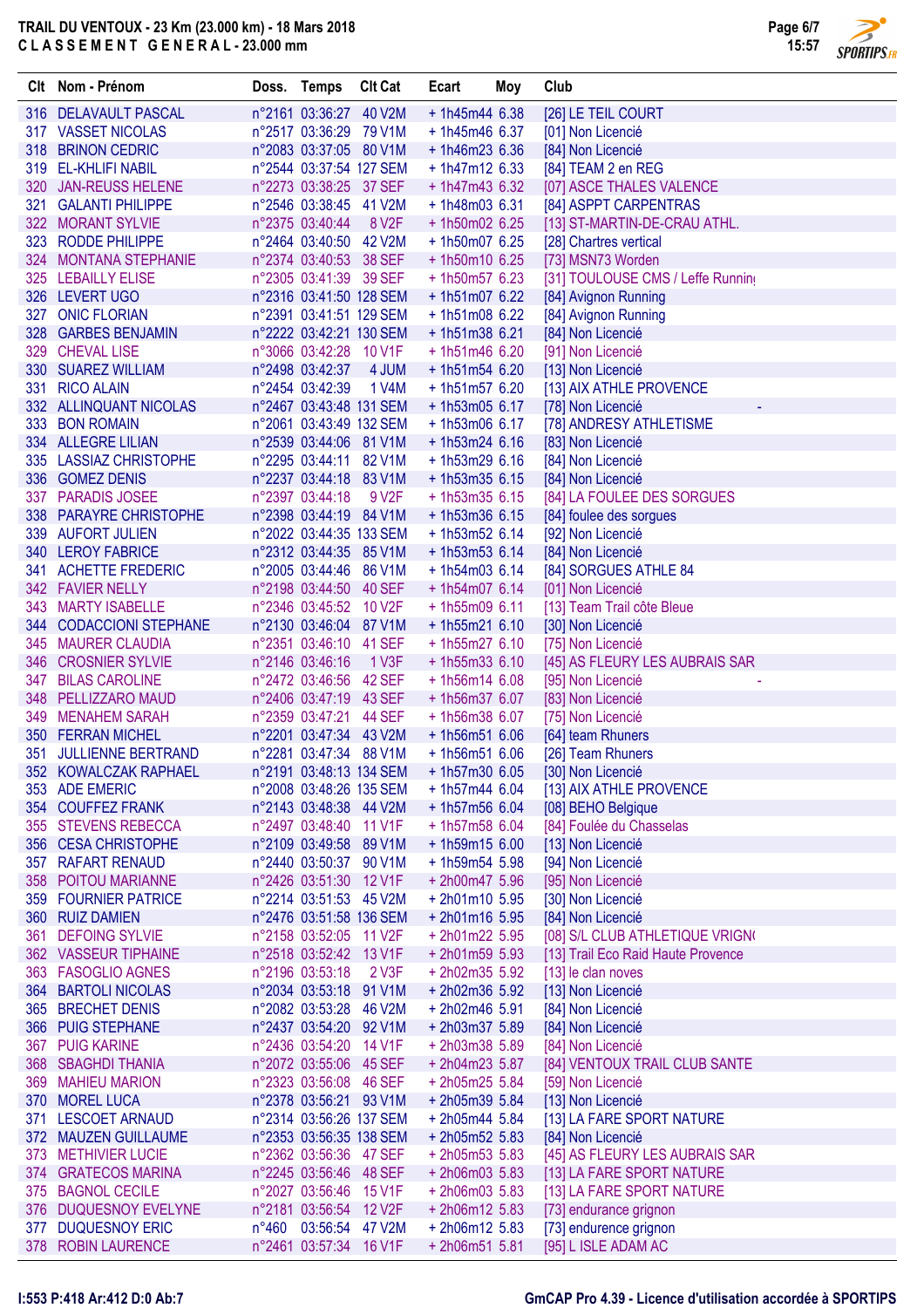**TRAIL DU VENTOUX - 23 Km (23.000 km) - 18 Mars 2018**
**C L A S S E M E N T   G E N E R A L - 23.000 mm**

| Clt | Nom - Prénom | Doss. | Temps | Clt Cat | Ecart | Moy | Club |
|---|---|---|---|---|---|---|---|
| 316 | DELAVAULT PASCAL | n°2161 | 03:36:27 | 40 V2M | + 1h45m44 | 6.38 | [26] LE TEIL COURT |
| 317 | VASSET NICOLAS | n°2517 | 03:36:29 | 79 V1M | + 1h45m46 | 6.37 | [01] Non Licencié |
| 318 | BRINON CEDRIC | n°2083 | 03:37:05 | 80 V1M | + 1h46m23 | 6.36 | [84] Non Licencié |
| 319 | EL-KHLIFI NABIL | n°2544 | 03:37:54 | 127 SEM | + 1h47m12 | 6.33 | [84] TEAM 2 en REG |
| 320 | JAN-REUSS HELENE | n°2273 | 03:38:25 | 37 SEF | + 1h47m43 | 6.32 | [07] ASCE THALES VALENCE |
| 321 | GALANTI PHILIPPE | n°2546 | 03:38:45 | 41 V2M | + 1h48m03 | 6.31 | [84] ASPPT CARPENTRAS |
| 322 | MORANT SYLVIE | n°2375 | 03:40:44 | 8 V2F | + 1h50m02 | 6.25 | [13] ST-MARTIN-DE-CRAU ATHL. |
| 323 | RODDE PHILIPPE | n°2464 | 03:40:50 | 42 V2M | + 1h50m07 | 6.25 | [28] Chartres vertical |
| 324 | MONTANA STEPHANIE | n°2374 | 03:40:53 | 38 SEF | + 1h50m10 | 6.25 | [73] MSN73 Worden |
| 325 | LEBAILLY ELISE | n°2305 | 03:41:39 | 39 SEF | + 1h50m57 | 6.23 | [31] TOULOUSE CMS / Leffe Running |
| 326 | LEVERT UGO | n°2316 | 03:41:50 | 128 SEM | + 1h51m07 | 6.22 | [84] Avignon Running |
| 327 | ONIC FLORIAN | n°2391 | 03:41:51 | 129 SEM | + 1h51m08 | 6.22 | [84] Avignon Running |
| 328 | GARBES BENJAMIN | n°2222 | 03:42:21 | 130 SEM | + 1h51m38 | 6.21 | [84] Non Licencié |
| 329 | CHEVAL LISE | n°3066 | 03:42:28 | 10 V1F | + 1h51m46 | 6.20 | [91] Non Licencié |
| 330 | SUAREZ WILLIAM | n°2498 | 03:42:37 | 4 JUM | + 1h51m54 | 6.20 | [13] Non Licencié |
| 331 | RICO ALAIN | n°2454 | 03:42:39 | 1 V4M | + 1h51m57 | 6.20 | [13] AIX ATHLE PROVENCE |
| 332 | ALLINQUANT NICOLAS | n°2467 | 03:43:48 | 131 SEM | + 1h53m05 | 6.17 | [78] Non Licencié - |
| 333 | BON ROMAIN | n°2061 | 03:43:49 | 132 SEM | + 1h53m06 | 6.17 | [78] ANDRESY ATHLETISME |
| 334 | ALLEGRE LILIAN | n°2539 | 03:44:06 | 81 V1M | + 1h53m24 | 6.16 | [83] Non Licencié |
| 335 | LASSIAZ CHRISTOPHE | n°2295 | 03:44:11 | 82 V1M | + 1h53m29 | 6.16 | [84] Non Licencié |
| 336 | GOMEZ DENIS | n°2237 | 03:44:18 | 83 V1M | + 1h53m35 | 6.15 | [84] Non Licencié |
| 337 | PARADIS JOSEE | n°2397 | 03:44:18 | 9 V2F | + 1h53m35 | 6.15 | [84] LA FOULEE DES SORGUES |
| 338 | PARAYRE CHRISTOPHE | n°2398 | 03:44:19 | 84 V1M | + 1h53m36 | 6.15 | [84] foulee des sorgues |
| 339 | AUFORT JULIEN | n°2022 | 03:44:35 | 133 SEM | + 1h53m52 | 6.14 | [92] Non Licencié |
| 340 | LEROY FABRICE | n°2312 | 03:44:35 | 85 V1M | + 1h53m53 | 6.14 | [84] Non Licencié |
| 341 | ACHETTE FREDERIC | n°2005 | 03:44:46 | 86 V1M | + 1h54m03 | 6.14 | [84] SORGUES ATHLE 84 |
| 342 | FAVIER NELLY | n°2198 | 03:44:50 | 40 SEF | + 1h54m07 | 6.14 | [01] Non Licencié |
| 343 | MARTY ISABELLE | n°2346 | 03:45:52 | 10 V2F | + 1h55m09 | 6.11 | [13] Team Trail côte Bleue |
| 344 | CODACCIONI STEPHANE | n°2130 | 03:46:04 | 87 V1M | + 1h55m21 | 6.10 | [30] Non Licencié |
| 345 | MAURER CLAUDIA | n°2351 | 03:46:10 | 41 SEF | + 1h55m27 | 6.10 | [75] Non Licencié |
| 346 | CROSNIER SYLVIE | n°2146 | 03:46:16 | 1 V3F | + 1h55m33 | 6.10 | [45] AS FLEURY LES AUBRAIS SAR |
| 347 | BILAS CAROLINE | n°2472 | 03:46:56 | 42 SEF | + 1h56m14 | 6.08 | [95] Non Licencié - |
| 348 | PELLIZZARO MAUD | n°2406 | 03:47:19 | 43 SEF | + 1h56m37 | 6.07 | [83] Non Licencié |
| 349 | MENAHEM SARAH | n°2359 | 03:47:21 | 44 SEF | + 1h56m38 | 6.07 | [75] Non Licencié |
| 350 | FERRAN MICHEL | n°2201 | 03:47:34 | 43 V2M | + 1h56m51 | 6.06 | [64] team Rhuners |
| 351 | JULLIENNE BERTRAND | n°2281 | 03:47:34 | 88 V1M | + 1h56m51 | 6.06 | [26] Team Rhuners |
| 352 | KOWALCZAK RAPHAEL | n°2191 | 03:48:13 | 134 SEM | + 1h57m30 | 6.05 | [30] Non Licencié |
| 353 | ADE EMERIC | n°2008 | 03:48:26 | 135 SEM | + 1h57m44 | 6.04 | [13] AIX ATHLE PROVENCE |
| 354 | COUFFEZ FRANK | n°2143 | 03:48:38 | 44 V2M | + 1h57m56 | 6.04 | [08] BEHO Belgique |
| 355 | STEVENS REBECCA | n°2497 | 03:48:40 | 11 V1F | + 1h57m58 | 6.04 | [84] Foulée du Chasselas |
| 356 | CESA CHRISTOPHE | n°2109 | 03:49:58 | 89 V1M | + 1h59m15 | 6.00 | [13] Non Licencié |
| 357 | RAFART RENAUD | n°2440 | 03:50:37 | 90 V1M | + 1h59m54 | 5.98 | [94] Non Licencié |
| 358 | POITOU MARIANNE | n°2426 | 03:51:30 | 12 V1F | + 2h00m47 | 5.96 | [95] Non Licencié |
| 359 | FOURNIER PATRICE | n°2214 | 03:51:53 | 45 V2M | + 2h01m10 | 5.95 | [30] Non Licencié |
| 360 | RUIZ DAMIEN | n°2476 | 03:51:58 | 136 SEM | + 2h01m16 | 5.95 | [84] Non Licencié |
| 361 | DEFOING SYLVIE | n°2158 | 03:52:05 | 11 V2F | + 2h01m22 | 5.95 | [08] S/L CLUB ATHLETIQUE VRIGN( |
| 362 | VASSEUR TIPHAINE | n°2518 | 03:52:42 | 13 V1F | + 2h01m59 | 5.93 | [13] Trail Eco Raid Haute Provence |
| 363 | FASOGLIO AGNES | n°2196 | 03:53:18 | 2 V3F | + 2h02m35 | 5.92 | [13] le clan noves |
| 364 | BARTOLI NICOLAS | n°2034 | 03:53:18 | 91 V1M | + 2h02m36 | 5.92 | [13] Non Licencié |
| 365 | BRECHET DENIS | n°2082 | 03:53:28 | 46 V2M | + 2h02m46 | 5.91 | [84] Non Licencié |
| 366 | PUIG STEPHANE | n°2437 | 03:54:20 | 92 V1M | + 2h03m37 | 5.89 | [84] Non Licencié |
| 367 | PUIG KARINE | n°2436 | 03:54:20 | 14 V1F | + 2h03m38 | 5.89 | [84] Non Licencié |
| 368 | SBAGHDI THANIA | n°2072 | 03:55:06 | 45 SEF | + 2h04m23 | 5.87 | [84] VENTOUX TRAIL CLUB SANTE |
| 369 | MAHIEU MARION | n°2323 | 03:56:08 | 46 SEF | + 2h05m25 | 5.84 | [59] Non Licencié |
| 370 | MOREL LUCA | n°2378 | 03:56:21 | 93 V1M | + 2h05m39 | 5.84 | [13] Non Licencié |
| 371 | LESCOET ARNAUD | n°2314 | 03:56:26 | 137 SEM | + 2h05m44 | 5.84 | [13] LA FARE SPORT NATURE |
| 372 | MAUZEN GUILLAUME | n°2353 | 03:56:35 | 138 SEM | + 2h05m52 | 5.83 | [84] Non Licencié |
| 373 | METHIVIER LUCIE | n°2362 | 03:56:36 | 47 SEF | + 2h05m53 | 5.83 | [45] AS FLEURY LES AUBRAIS SAR |
| 374 | GRATECOS MARINA | n°2245 | 03:56:46 | 48 SEF | + 2h06m03 | 5.83 | [13] LA FARE SPORT NATURE |
| 375 | BAGNOL CECILE | n°2027 | 03:56:46 | 15 V1F | + 2h06m03 | 5.83 | [13] LA FARE SPORT NATURE |
| 376 | DUQUESNOY EVELYNE | n°2181 | 03:56:54 | 12 V2F | + 2h06m12 | 5.83 | [73] endurance grignon |
| 377 | DUQUESNOY ERIC | n°460 | 03:56:54 | 47 V2M | + 2h06m12 | 5.83 | [73] endurence grignon |
| 378 | ROBIN LAURENCE | n°2461 | 03:57:34 | 16 V1F | + 2h06m51 | 5.81 | [95] L ISLE ADAM AC |

I:553 P:418 Ar:412 D:0 Ab:7

GmCAP Pro 4.39 - Licence d'utilisation accordée à SPORTIPS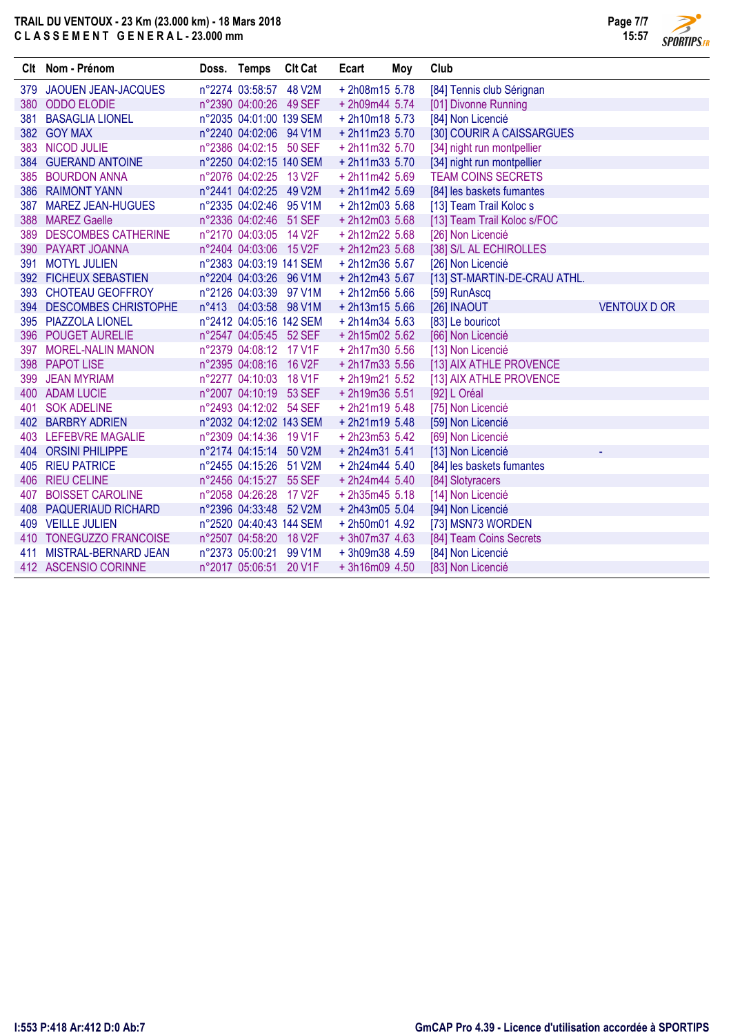**TRAIL DU VENTOUX - 23 Km (23.000 km) - 18 Mars 2018**
**C L A S S E M E N T   G E N E R A L - 23.000 mm**

| Clt | Nom - Prénom | Doss. | Temps | Clt Cat | Ecart | Moy | Club | |
|---|---|---|---|---|---|---|---|---|
| 379 | JAOUEN JEAN-JACQUES | n°2274 | 03:58:57 | 48 V2M | + 2h08m15 | 5.78 | [84] Tennis club Sérignan | |
| 380 | ODDO ELODIE | n°2390 | 04:00:26 | 49 SEF | + 2h09m44 | 5.74 | [01] Divonne Running | |
| 381 | BASAGLIA LIONEL | n°2035 | 04:01:00 | 139 SEM | + 2h10m18 | 5.73 | [84] Non Licencié | |
| 382 | GOY MAX | n°2240 | 04:02:06 | 94 V1M | + 2h11m23 | 5.70 | [30] COURIR A CAISSARGUES | |
| 383 | NICOD JULIE | n°2386 | 04:02:15 | 50 SEF | + 2h11m32 | 5.70 | [34] night run montpellier | |
| 384 | GUERAND ANTOINE | n°2250 | 04:02:15 | 140 SEM | + 2h11m33 | 5.70 | [34] night run montpellier | |
| 385 | BOURDON ANNA | n°2076 | 04:02:25 | 13 V2F | + 2h11m42 | 5.69 | TEAM COINS SECRETS | |
| 386 | RAIMONT YANN | n°2441 | 04:02:25 | 49 V2M | + 2h11m42 | 5.69 | [84] les baskets fumantes | |
| 387 | MAREZ JEAN-HUGUES | n°2335 | 04:02:46 | 95 V1M | + 2h12m03 | 5.68 | [13] Team Trail Koloc s | |
| 388 | MAREZ Gaelle | n°2336 | 04:02:46 | 51 SEF | + 2h12m03 | 5.68 | [13] Team Trail Koloc s/FOC | |
| 389 | DESCOMBES CATHERINE | n°2170 | 04:03:05 | 14 V2F | + 2h12m22 | 5.68 | [26] Non Licencié | |
| 390 | PAYART JOANNA | n°2404 | 04:03:06 | 15 V2F | + 2h12m23 | 5.68 | [38] S/L AL ECHIROLLES | |
| 391 | MOTYL JULIEN | n°2383 | 04:03:19 | 141 SEM | + 2h12m36 | 5.67 | [26] Non Licencié | |
| 392 | FICHEUX SEBASTIEN | n°2204 | 04:03:26 | 96 V1M | + 2h12m43 | 5.67 | [13] ST-MARTIN-DE-CRAU ATHL. | |
| 393 | CHOTEAU GEOFFROY | n°2126 | 04:03:39 | 97 V1M | + 2h12m56 | 5.66 | [59] RunAscq | |
| 394 | DESCOMBES CHRISTOPHE | n°413 | 04:03:58 | 98 V1M | + 2h13m15 | 5.66 | [26] INAOUT | VENTOUX D OR |
| 395 | PIAZZOLA LIONEL | n°2412 | 04:05:16 | 142 SEM | + 2h14m34 | 5.63 | [83] Le bouricot | |
| 396 | POUGET AURELIE | n°2547 | 04:05:45 | 52 SEF | + 2h15m02 | 5.62 | [66] Non Licencié | |
| 397 | MOREL-NALIN MANON | n°2379 | 04:08:12 | 17 V1F | + 2h17m30 | 5.56 | [13] Non Licencié | |
| 398 | PAPOT LISE | n°2395 | 04:08:16 | 16 V2F | + 2h17m33 | 5.56 | [13] AIX ATHLE PROVENCE | |
| 399 | JEAN MYRIAM | n°2277 | 04:10:03 | 18 V1F | + 2h19m21 | 5.52 | [13] AIX ATHLE PROVENCE | |
| 400 | ADAM LUCIE | n°2007 | 04:10:19 | 53 SEF | + 2h19m36 | 5.51 | [92] L Oréal | |
| 401 | SOK ADELINE | n°2493 | 04:12:02 | 54 SEF | + 2h21m19 | 5.48 | [75] Non Licencié | |
| 402 | BARBRY ADRIEN | n°2032 | 04:12:02 | 143 SEM | + 2h21m19 | 5.48 | [59] Non Licencié | |
| 403 | LEFEBVRE MAGALIE | n°2309 | 04:14:36 | 19 V1F | + 2h23m53 | 5.42 | [69] Non Licencié | |
| 404 | ORSINI PHILIPPE | n°2174 | 04:15:14 | 50 V2M | + 2h24m31 | 5.41 | [13] Non Licencié | - |
| 405 | RIEU PATRICE | n°2455 | 04:15:26 | 51 V2M | + 2h24m44 | 5.40 | [84] les baskets fumantes | |
| 406 | RIEU CELINE | n°2456 | 04:15:27 | 55 SEF | + 2h24m44 | 5.40 | [84] Slotyracers | |
| 407 | BOISSET CAROLINE | n°2058 | 04:26:28 | 17 V2F | + 2h35m45 | 5.18 | [14] Non Licencié | |
| 408 | PAQUERIAUD RICHARD | n°2396 | 04:33:48 | 52 V2M | + 2h43m05 | 5.04 | [94] Non Licencié | |
| 409 | VEILLE JULIEN | n°2520 | 04:40:43 | 144 SEM | + 2h50m01 | 4.92 | [73] MSN73 WORDEN | |
| 410 | TONEGUZZO FRANCOISE | n°2507 | 04:58:20 | 18 V2F | + 3h07m37 | 4.63 | [84] Team Coins Secrets | |
| 411 | MISTRAL-BERNARD JEAN | n°2373 | 05:00:21 | 99 V1M | + 3h09m38 | 4.59 | [84] Non Licencié | |
| 412 | ASCENSIO CORINNE | n°2017 | 05:06:51 | 20 V1F | + 3h16m09 | 4.50 | [83] Non Licencié | |

I:553 P:418 Ar:412 D:0 Ab:7

GmCAP Pro 4.39 - Licence d'utilisation accordée à SPORTIPS